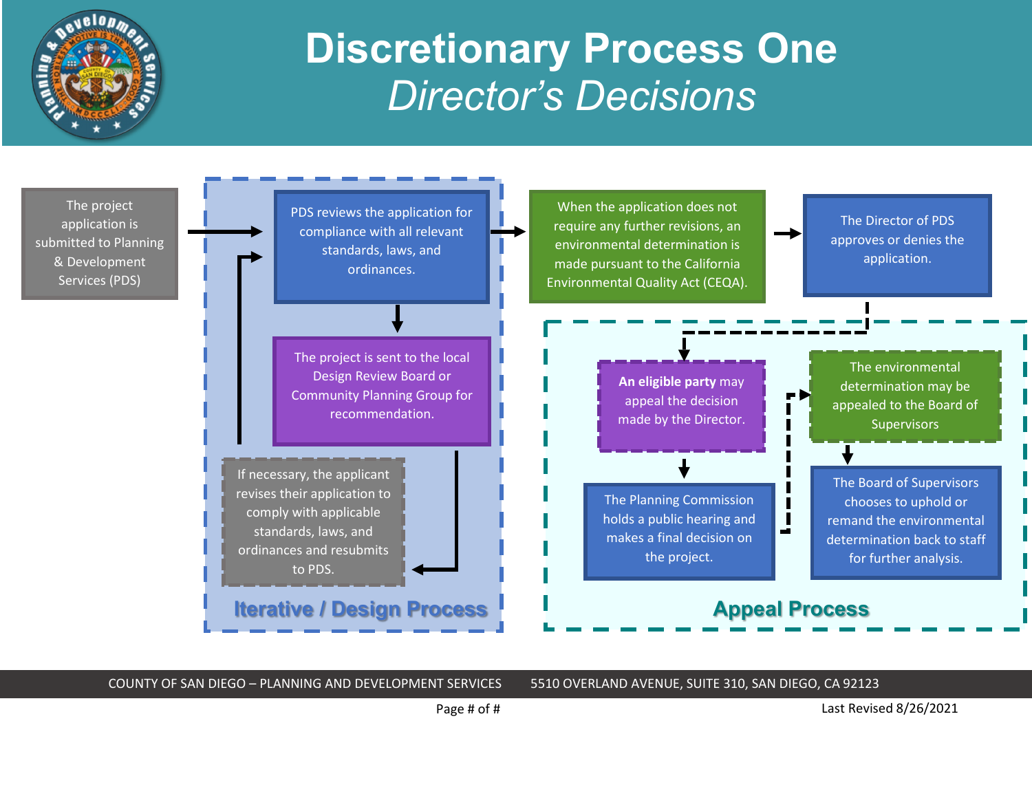# Discretionary Process One

## *Director's Decisions*

The project application is submitted to Planning & Development Services (PDS)

### Iterative / Design Process

PDS reviews the application for compliance with all relevant standards, laws, and ordinances.

The project is sent to the local Design Review Board or Community Planning Group for recommendation.

If necessary, the applicant revises their application to comply with applicable standards, laws, and ordinances and resubmits to PDS.

When the application does not require any further revisions, an environmental determination is made pursuant to the California Environmental Quality Act (CEQA).

The Director of PDS approves or denies the application.

### Appeal Process

**An eligible party** may appeal the decision made by the Director.

The Planning Commission holds a public hearing and makes a final decision on the project.

The environmental determination may be appealed to the Board of Supervisors

The Board of Supervisors chooses to uphold or remand the environmental determination back to staff for further analysis.

COUNTY OF SAN DIEGO – PLANNING AND DEVELOPMENT SERVICES 5510 OVERLAND AVENUE, SUITE 310, SAN DIEGO, CA 92123

Last Revised 8/26/2021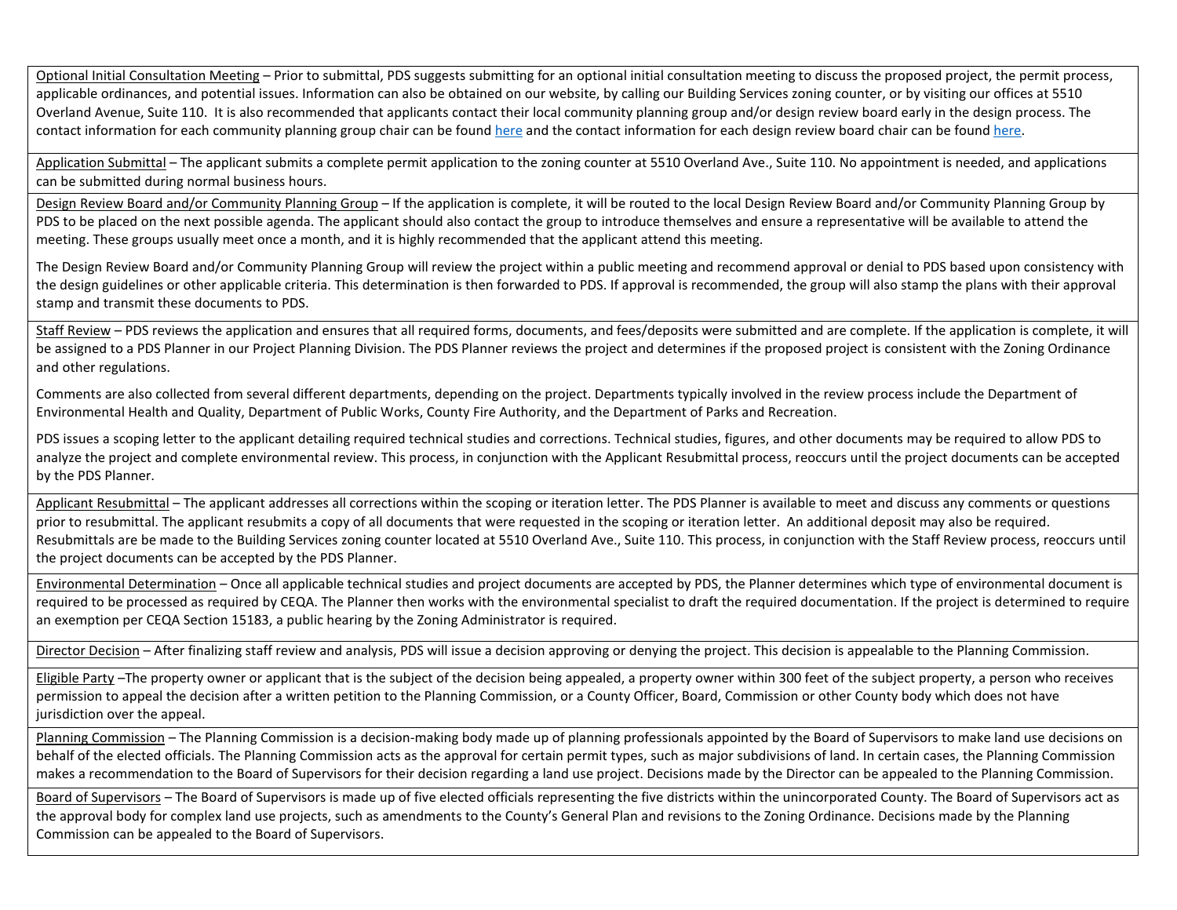| |
|---|
| Optional Initial Consultation Meeting – Prior to submittal, PDS suggests submitting for an optional initial consultation meeting to discuss the proposed project, the permit process, applicable ordinances, and potential issues. Information can also be obtained on our website, by calling our Building Services zoning counter, or by visiting our offices at 5510 Overland Avenue, Suite 110. It is also recommended that applicants contact their local community planning group and/or design review board early in the design process. The contact information for each community planning group chair can be found here and the contact information for each design review board chair can be found here. |
| Application Submittal – The applicant submits a complete permit application to the zoning counter at 5510 Overland Ave., Suite 110. No appointment is needed, and applications can be submitted during normal business hours. |
| Design Review Board and/or Community Planning Group – If the application is complete, it will be routed to the local Design Review Board and/or Community Planning Group by PDS to be placed on the next possible agenda. The applicant should also contact the group to introduce themselves and ensure a representative will be available to attend the meeting. These groups usually meet once a month, and it is highly recommended that the applicant attend this meeting. <br><br> The Design Review Board and/or Community Planning Group will review the project within a public meeting and recommend approval or denial to PDS based upon consistency with the design guidelines or other applicable criteria. This determination is then forwarded to PDS. If approval is recommended, the group will also stamp the plans with their approval stamp and transmit these documents to PDS. |
| Staff Review – PDS reviews the application and ensures that all required forms, documents, and fees/deposits were submitted and are complete. If the application is complete, it will be assigned to a PDS Planner in our Project Planning Division. The PDS Planner reviews the project and determines if the proposed project is consistent with the Zoning Ordinance and other regulations. <br><br> Comments are also collected from several different departments, depending on the project. Departments typically involved in the review process include the Department of Environmental Health and Quality, Department of Public Works, County Fire Authority, and the Department of Parks and Recreation. <br><br> PDS issues a scoping letter to the applicant detailing required technical studies and corrections. Technical studies, figures, and other documents may be required to allow PDS to analyze the project and complete environmental review. This process, in conjunction with the Applicant Resubmittal process, reoccurs until the project documents can be accepted by the PDS Planner. |
| Applicant Resubmittal – The applicant addresses all corrections within the scoping or iteration letter. The PDS Planner is available to meet and discuss any comments or questions prior to resubmittal. The applicant resubmits a copy of all documents that were requested in the scoping or iteration letter. An additional deposit may also be required. Resubmittals are be made to the Building Services zoning counter located at 5510 Overland Ave., Suite 110. This process, in conjunction with the Staff Review process, reoccurs until the project documents can be accepted by the PDS Planner. |
| Environmental Determination – Once all applicable technical studies and project documents are accepted by PDS, the Planner determines which type of environmental document is required to be processed as required by CEQA. The Planner then works with the environmental specialist to draft the required documentation. If the project is determined to require an exemption per CEQA Section 15183, a public hearing by the Zoning Administrator is required. |
| Director Decision – After finalizing staff review and analysis, PDS will issue a decision approving or denying the project. This decision is appealable to the Planning Commission. |
| Eligible Party –The property owner or applicant that is the subject of the decision being appealed, a property owner within 300 feet of the subject property, a person who receives permission to appeal the decision after a written petition to the Planning Commission, or a County Officer, Board, Commission or other County body which does not have jurisdiction over the appeal. |
| Planning Commission – The Planning Commission is a decision-making body made up of planning professionals appointed by the Board of Supervisors to make land use decisions on behalf of the elected officials. The Planning Commission acts as the approval for certain permit types, such as major subdivisions of land. In certain cases, the Planning Commission makes a recommendation to the Board of Supervisors for their decision regarding a land use project. Decisions made by the Director can be appealed to the Planning Commission. |
| Board of Supervisors – The Board of Supervisors is made up of five elected officials representing the five districts within the unincorporated County. The Board of Supervisors act as the approval body for complex land use projects, such as amendments to the County's General Plan and revisions to the Zoning Ordinance. Decisions made by the Planning Commission can be appealed to the Board of Supervisors. |